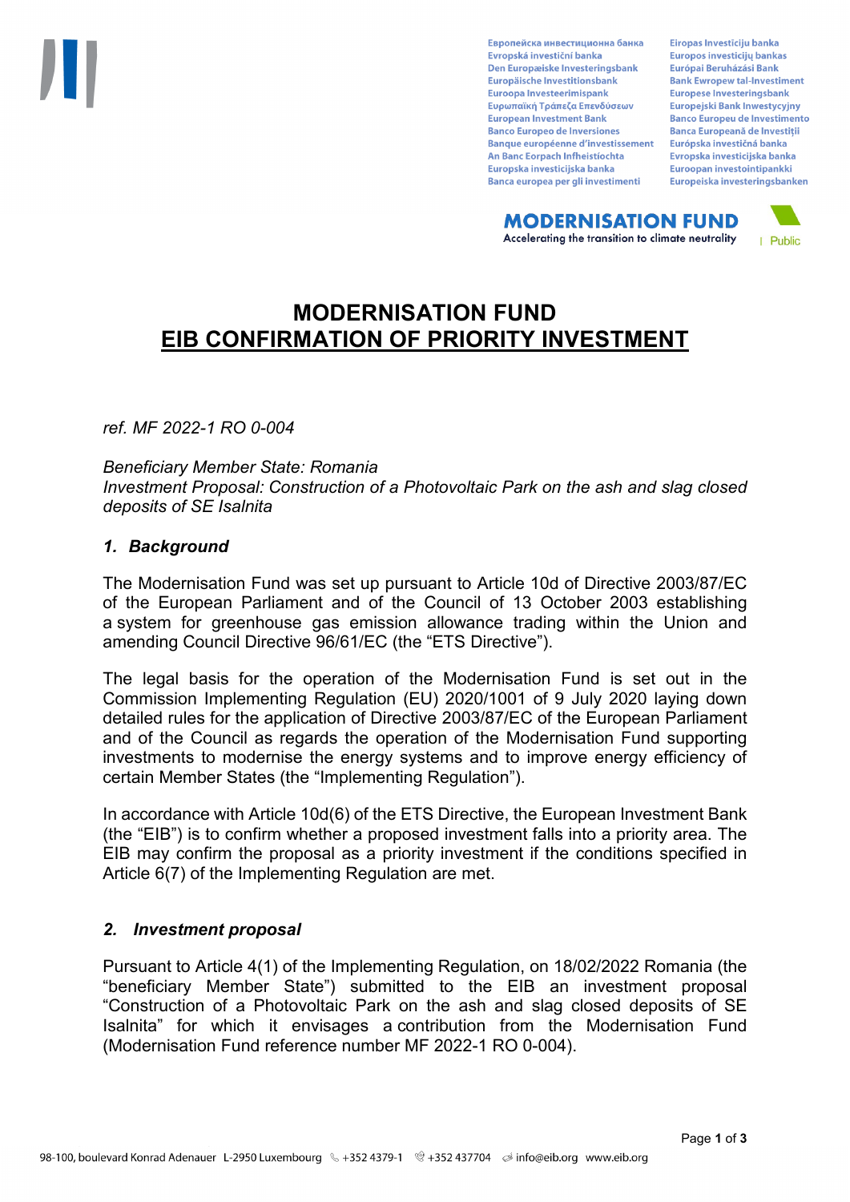# MODERNISATION FUND
# EIB CONFIRMATION OF PRIORITY INVESTMENT

*ref. MF 2022-1 RO 0-004*

*Beneficiary Member State: Romania*
*Investment Proposal: Construction of a Photovoltaic Park on the ash and slag closed deposits of SE Isalnita*

## *1. Background*

The Modernisation Fund was set up pursuant to Article 10d of Directive 2003/87/EC of the European Parliament and of the Council of 13 October 2003 establishing a system for greenhouse gas emission allowance trading within the Union and amending Council Directive 96/61/EC (the "ETS Directive").

The legal basis for the operation of the Modernisation Fund is set out in the Commission Implementing Regulation (EU) 2020/1001 of 9 July 2020 laying down detailed rules for the application of Directive 2003/87/EC of the European Parliament and of the Council as regards the operation of the Modernisation Fund supporting investments to modernise the energy systems and to improve energy efficiency of certain Member States (the "Implementing Regulation").

In accordance with Article 10d(6) of the ETS Directive, the European Investment Bank (the "EIB") is to confirm whether a proposed investment falls into a priority area. The EIB may confirm the proposal as a priority investment if the conditions specified in Article 6(7) of the Implementing Regulation are met.

## *2. Investment proposal*

Pursuant to Article 4(1) of the Implementing Regulation, on 18/02/2022 Romania (the "beneficiary Member State") submitted to the EIB an investment proposal "Construction of a Photovoltaic Park on the ash and slag closed deposits of SE Isalnita" for which it envisages a contribution from the Modernisation Fund (Modernisation Fund reference number MF 2022-1 RO 0-004).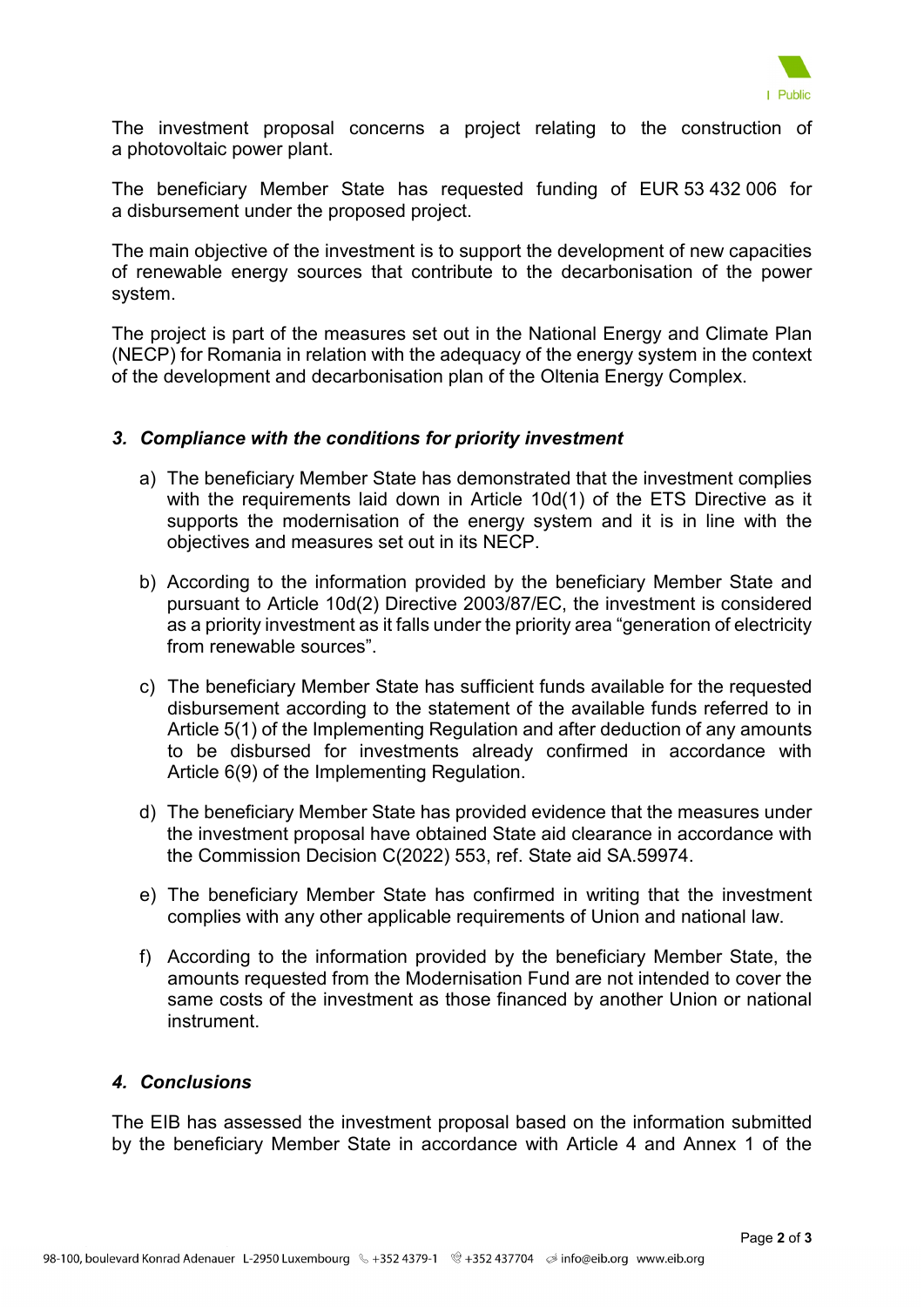The investment proposal concerns a project relating to the construction of a photovoltaic power plant.

The beneficiary Member State has requested funding of EUR 53 432 006 for a disbursement under the proposed project.

The main objective of the investment is to support the development of new capacities of renewable energy sources that contribute to the decarbonisation of the power system.

The project is part of the measures set out in the National Energy and Climate Plan (NECP) for Romania in relation with the adequacy of the energy system in the context of the development and decarbonisation plan of the Oltenia Energy Complex.

### *3. Compliance with the conditions for priority investment*

a) The beneficiary Member State has demonstrated that the investment complies with the requirements laid down in Article 10d(1) of the ETS Directive as it supports the modernisation of the energy system and it is in line with the objectives and measures set out in its NECP.

b) According to the information provided by the beneficiary Member State and pursuant to Article 10d(2) Directive 2003/87/EC, the investment is considered as a priority investment as it falls under the priority area "generation of electricity from renewable sources".

c) The beneficiary Member State has sufficient funds available for the requested disbursement according to the statement of the available funds referred to in Article 5(1) of the Implementing Regulation and after deduction of any amounts to be disbursed for investments already confirmed in accordance with Article 6(9) of the Implementing Regulation.

d) The beneficiary Member State has provided evidence that the measures under the investment proposal have obtained State aid clearance in accordance with the Commission Decision C(2022) 553, ref. State aid SA.59974.

e) The beneficiary Member State has confirmed in writing that the investment complies with any other applicable requirements of Union and national law.

f) According to the information provided by the beneficiary Member State, the amounts requested from the Modernisation Fund are not intended to cover the same costs of the investment as those financed by another Union or national instrument.

### *4. Conclusions*

The EIB has assessed the investment proposal based on the information submitted by the beneficiary Member State in accordance with Article 4 and Annex 1 of the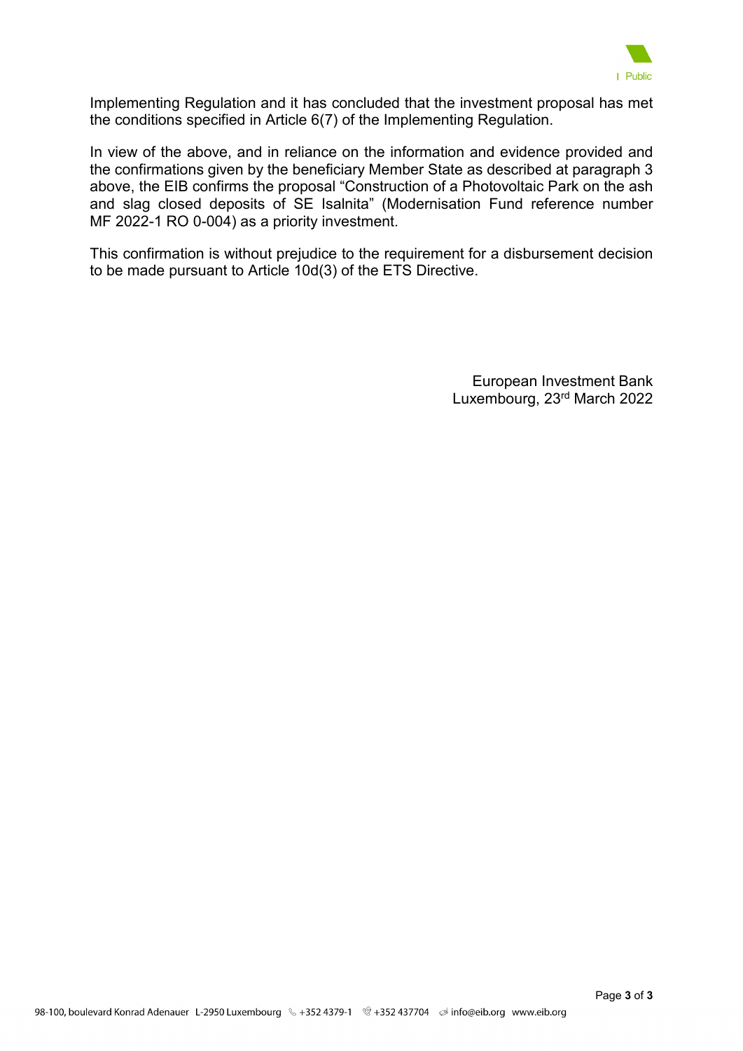Implementing Regulation and it has concluded that the investment proposal has met the conditions specified in Article 6(7) of the Implementing Regulation.

In view of the above, and in reliance on the information and evidence provided and the confirmations given by the beneficiary Member State as described at paragraph 3 above, the EIB confirms the proposal "Construction of a Photovoltaic Park on the ash and slag closed deposits of SE Isalnita" (Modernisation Fund reference number MF 2022-1 RO 0-004) as a priority investment.

This confirmation is without prejudice to the requirement for a disbursement decision to be made pursuant to Article 10d(3) of the ETS Directive.

European Investment Bank
Luxembourg, 23rd March 2022